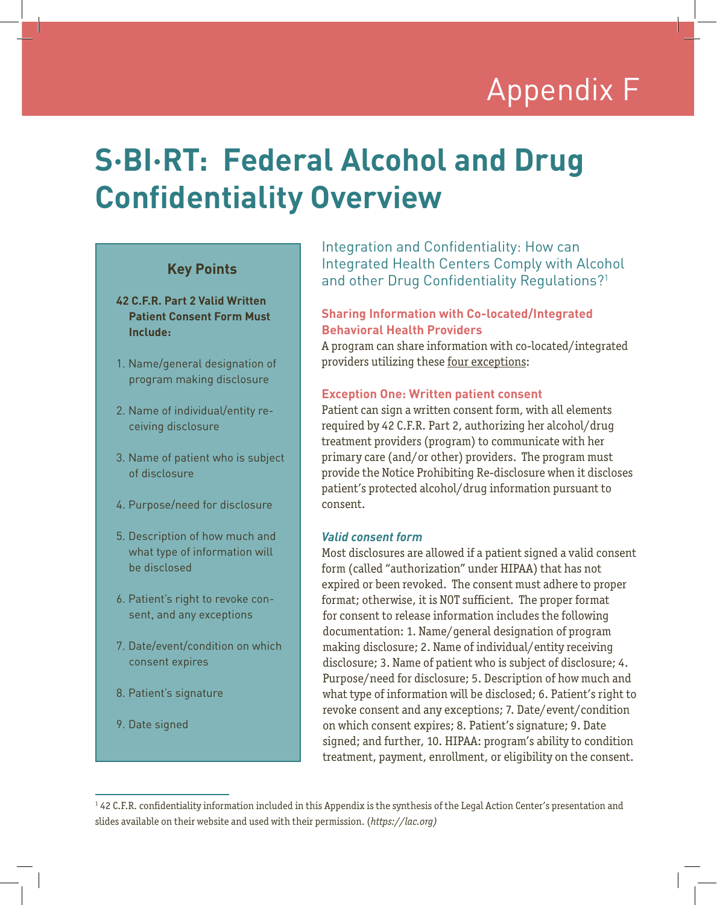# Appendix F

# S·BI·RT: Federal Alcohol and Drug Confidentiality Overview

### Key Points

**42 C.F.R. Part 2 Valid Written Patient Consent Form Must Include:**

1. Name/general designation of program making disclosure
2. Name of individual/entity receiving disclosure
3. Name of patient who is subject of disclosure
4. Purpose/need for disclosure
5. Description of how much and what type of information will be disclosed
6. Patient's right to revoke consent, and any exceptions
7. Date/event/condition on which consent expires
8. Patient's signature
9. Date signed

## Integration and Confidentiality: How can Integrated Health Centers Comply with Alcohol and other Drug Confidentiality Regulations?[1]

### Sharing Information with Co-located/Integrated Behavioral Health Providers

A program can share information with co-located/integrated providers utilizing these four exceptions:

#### Exception One: Written patient consent

Patient can sign a written consent form, with all elements required by 42 C.F.R. Part 2, authorizing her alcohol/drug treatment providers (program) to communicate with her primary care (and/or other) providers. The program must provide the Notice Prohibiting Re-disclosure when it discloses patient's protected alcohol/drug information pursuant to consent.

#### *Valid consent form*

Most disclosures are allowed if a patient signed a valid consent form (called "authorization" under HIPAA) that has not expired or been revoked. The consent must adhere to proper format; otherwise, it is NOT sufficient. The proper format for consent to release information includes the following documentation: 1. Name/general designation of program making disclosure; 2. Name of individual/entity receiving disclosure; 3. Name of patient who is subject of disclosure; 4. Purpose/need for disclosure; 5. Description of how much and what type of information will be disclosed; 6. Patient's right to revoke consent and any exceptions; 7. Date/event/condition on which consent expires; 8. Patient's signature; 9. Date signed; and further, 10. HIPAA: program's ability to condition treatment, payment, enrollment, or eligibility on the consent.

---

[1] 42 C.F.R. confidentiality information included in this Appendix is the synthesis of the Legal Action Center's presentation and slides available on their website and used with their permission. (*https://lac.org)*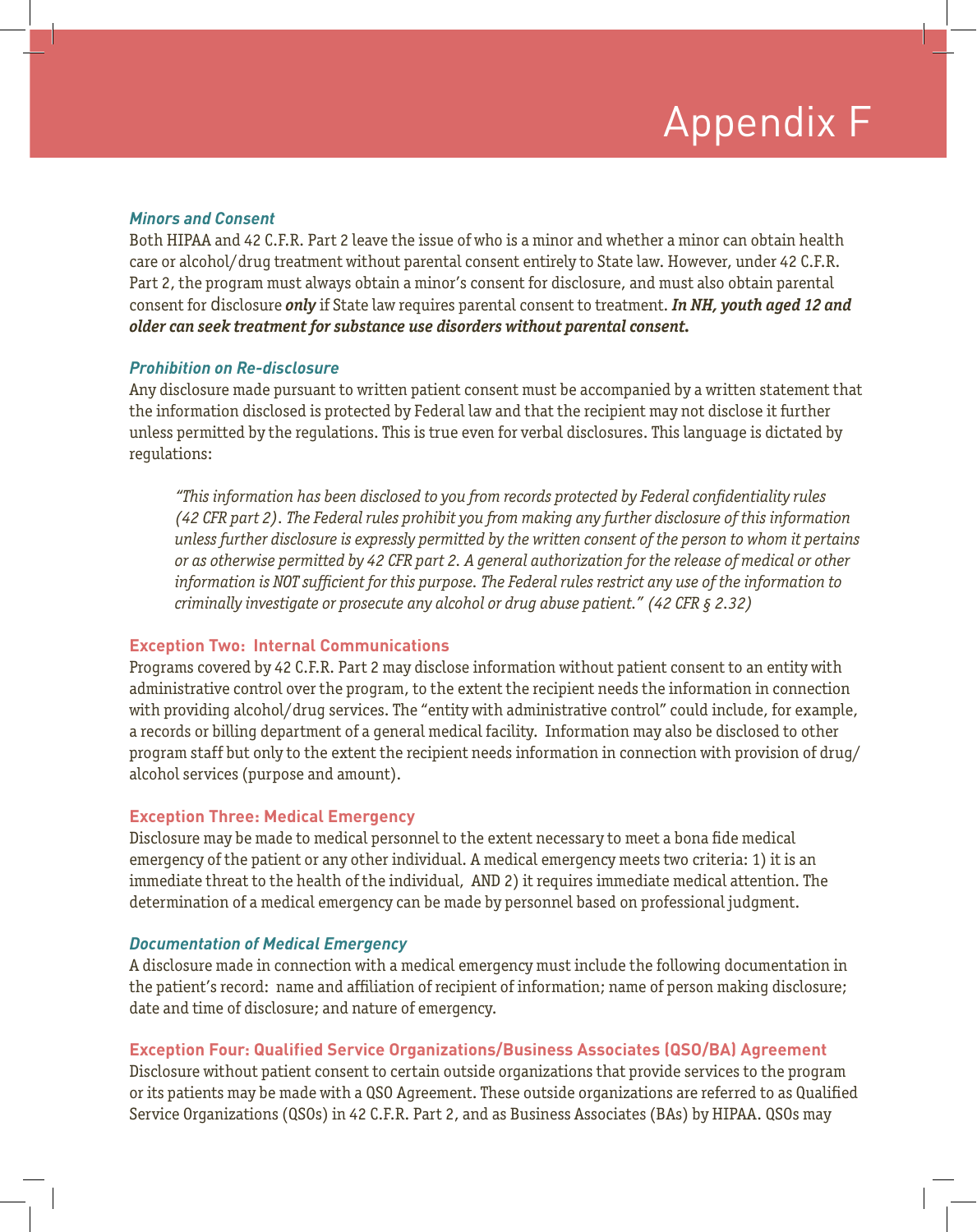# Appendix F

### *Minors and Consent*

Both HIPAA and 42 C.F.R. Part 2 leave the issue of who is a minor and whether a minor can obtain health care or alcohol/drug treatment without parental consent entirely to State law. However, under 42 C.F.R. Part 2, the program must always obtain a minor's consent for disclosure, and must also obtain parental consent for disclosure ***only*** if State law requires parental consent to treatment. ***In NH, youth aged 12 and older can seek treatment for substance use disorders without parental consent.***

### *Prohibition on Re-disclosure*

Any disclosure made pursuant to written patient consent must be accompanied by a written statement that the information disclosed is protected by Federal law and that the recipient may not disclose it further unless permitted by the regulations. This is true even for verbal disclosures. This language is dictated by regulations:

> *"This information has been disclosed to you from records protected by Federal confidentiality rules (42 CFR part 2). The Federal rules prohibit you from making any further disclosure of this information unless further disclosure is expressly permitted by the written consent of the person to whom it pertains or as otherwise permitted by 42 CFR part 2. A general authorization for the release of medical or other information is NOT sufficient for this purpose. The Federal rules restrict any use of the information to criminally investigate or prosecute any alcohol or drug abuse patient." (42 CFR § 2.32)*

### Exception Two: Internal Communications

Programs covered by 42 C.F.R. Part 2 may disclose information without patient consent to an entity with administrative control over the program, to the extent the recipient needs the information in connection with providing alcohol/drug services. The "entity with administrative control" could include, for example, a records or billing department of a general medical facility. Information may also be disclosed to other program staff but only to the extent the recipient needs information in connection with provision of drug/alcohol services (purpose and amount).

### Exception Three: Medical Emergency

Disclosure may be made to medical personnel to the extent necessary to meet a bona fide medical emergency of the patient or any other individual. A medical emergency meets two criteria: 1) it is an immediate threat to the health of the individual, AND 2) it requires immediate medical attention. The determination of a medical emergency can be made by personnel based on professional judgment.

### *Documentation of Medical Emergency*

A disclosure made in connection with a medical emergency must include the following documentation in the patient's record: name and affiliation of recipient of information; name of person making disclosure; date and time of disclosure; and nature of emergency.

### Exception Four: Qualified Service Organizations/Business Associates (QSO/BA) Agreement

Disclosure without patient consent to certain outside organizations that provide services to the program or its patients may be made with a QSO Agreement. These outside organizations are referred to as Qualified Service Organizations (QSOs) in 42 C.F.R. Part 2, and as Business Associates (BAs) by HIPAA. QSOs may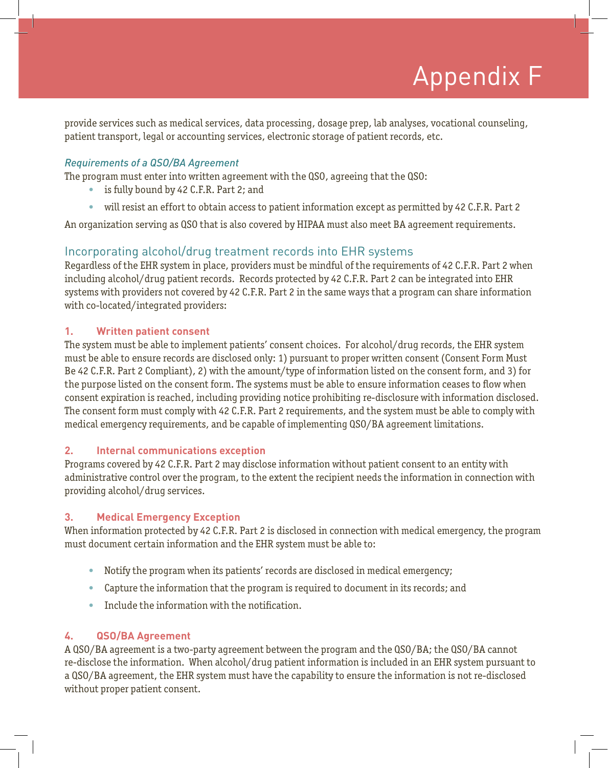provide services such as medical services, data processing, dosage prep, lab analyses, vocational counseling, patient transport, legal or accounting services, electronic storage of patient records, etc.

*Requirements of a QSO/BA Agreement*

The program must enter into written agreement with the QSO, agreeing that the QSO:

- is fully bound by 42 C.F.R. Part 2; and
- will resist an effort to obtain access to patient information except as permitted by 42 C.F.R. Part 2

An organization serving as QSO that is also covered by HIPAA must also meet BA agreement requirements.

## Incorporating alcohol/drug treatment records into EHR systems

Regardless of the EHR system in place, providers must be mindful of the requirements of 42 C.F.R. Part 2 when including alcohol/drug patient records. Records protected by 42 C.F.R. Part 2 can be integrated into EHR systems with providers not covered by 42 C.F.R. Part 2 in the same ways that a program can share information with co-located/integrated providers:

### 1. Written patient consent

The system must be able to implement patients' consent choices. For alcohol/drug records, the EHR system must be able to ensure records are disclosed only: 1) pursuant to proper written consent (Consent Form Must Be 42 C.F.R. Part 2 Compliant), 2) with the amount/type of information listed on the consent form, and 3) for the purpose listed on the consent form. The systems must be able to ensure information ceases to flow when consent expiration is reached, including providing notice prohibiting re-disclosure with information disclosed. The consent form must comply with 42 C.F.R. Part 2 requirements, and the system must be able to comply with medical emergency requirements, and be capable of implementing QSO/BA agreement limitations.

### 2. Internal communications exception

Programs covered by 42 C.F.R. Part 2 may disclose information without patient consent to an entity with administrative control over the program, to the extent the recipient needs the information in connection with providing alcohol/drug services.

### 3. Medical Emergency Exception

When information protected by 42 C.F.R. Part 2 is disclosed in connection with medical emergency, the program must document certain information and the EHR system must be able to:

- Notify the program when its patients' records are disclosed in medical emergency;
- Capture the information that the program is required to document in its records; and
- Include the information with the notification.

### 4. QSO/BA Agreement

A QSO/BA agreement is a two-party agreement between the program and the QSO/BA; the QSO/BA cannot re-disclose the information. When alcohol/drug patient information is included in an EHR system pursuant to a QSO/BA agreement, the EHR system must have the capability to ensure the information is not re-disclosed without proper patient consent.